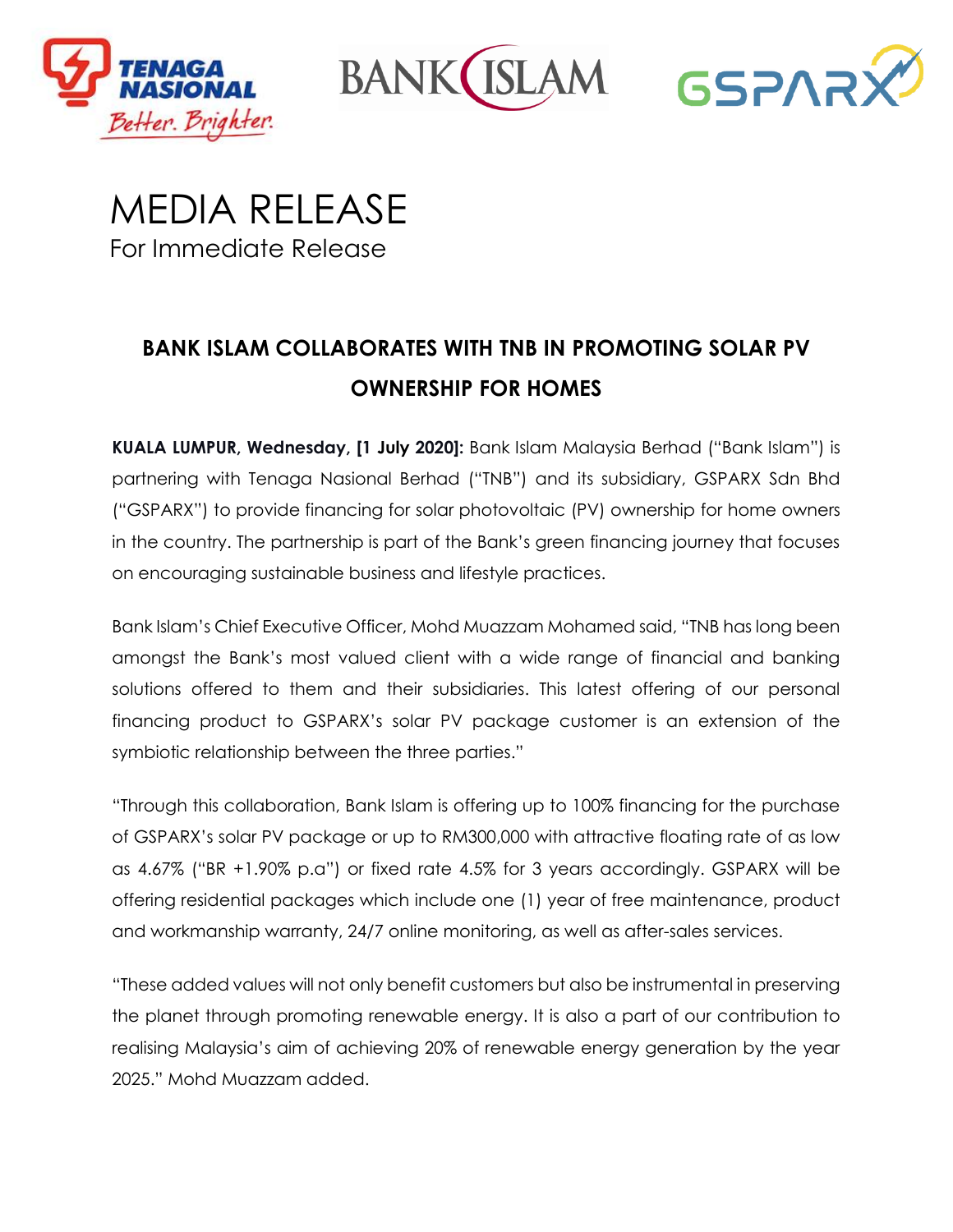# MEDIA RELEASE

For Immediate Release

## BANK ISLAM COLLABORATES WITH TNB IN PROMOTING SOLAR PV OWNERSHIP FOR HOMES

**KUALA LUMPUR, Wednesday, [1 July 2020]:** Bank Islam Malaysia Berhad ("Bank Islam") is partnering with Tenaga Nasional Berhad ("TNB") and its subsidiary, GSPARX Sdn Bhd ("GSPARX") to provide financing for solar photovoltaic (PV) ownership for home owners in the country. The partnership is part of the Bank's green financing journey that focuses on encouraging sustainable business and lifestyle practices.

Bank Islam's Chief Executive Officer, Mohd Muazzam Mohamed said, "TNB has long been amongst the Bank's most valued client with a wide range of financial and banking solutions offered to them and their subsidiaries. This latest offering of our personal financing product to GSPARX's solar PV package customer is an extension of the symbiotic relationship between the three parties."

"Through this collaboration, Bank Islam is offering up to 100% financing for the purchase of GSPARX's solar PV package or up to RM300,000 with attractive floating rate of as low as 4.67% ("BR +1.90% p.a") or fixed rate 4.5% for 3 years accordingly. GSPARX will be offering residential packages which include one (1) year of free maintenance, product and workmanship warranty, 24/7 online monitoring, as well as after-sales services.

"These added values will not only benefit customers but also be instrumental in preserving the planet through promoting renewable energy. It is also a part of our contribution to realising Malaysia's aim of achieving 20% of renewable energy generation by the year 2025." Mohd Muazzam added.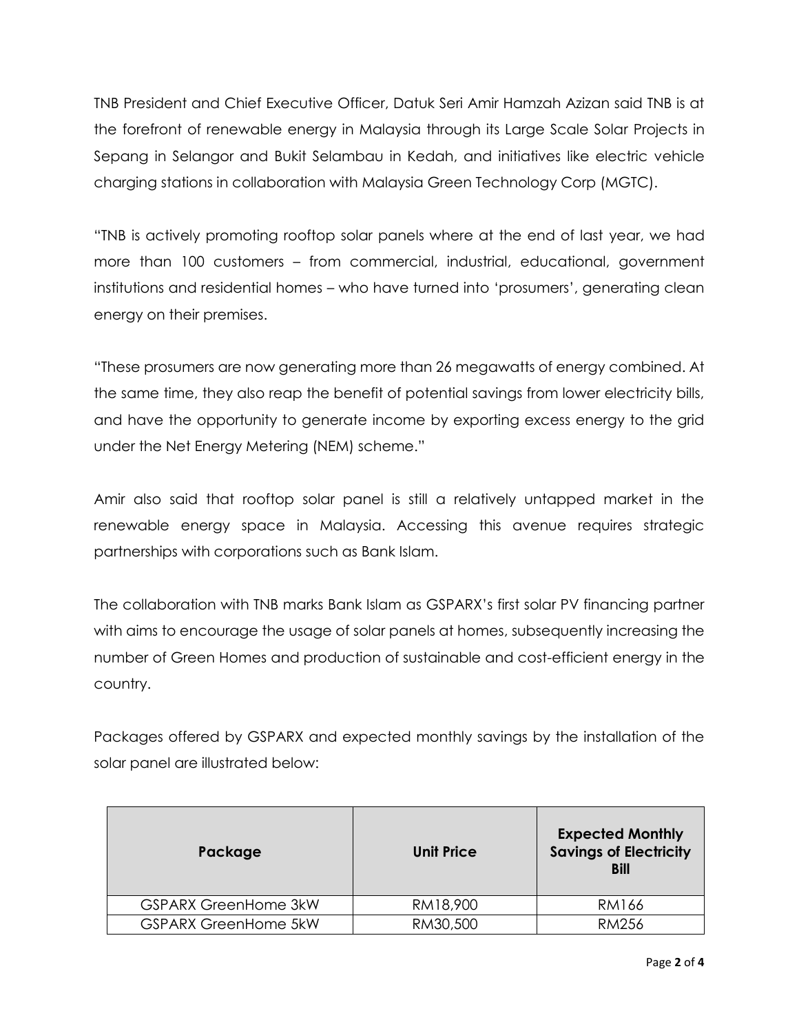TNB President and Chief Executive Officer, Datuk Seri Amir Hamzah Azizan said TNB is at the forefront of renewable energy in Malaysia through its Large Scale Solar Projects in Sepang in Selangor and Bukit Selambau in Kedah, and initiatives like electric vehicle charging stations in collaboration with Malaysia Green Technology Corp (MGTC).

"TNB is actively promoting rooftop solar panels where at the end of last year, we had more than 100 customers – from commercial, industrial, educational, government institutions and residential homes – who have turned into 'prosumers', generating clean energy on their premises.

"These prosumers are now generating more than 26 megawatts of energy combined. At the same time, they also reap the benefit of potential savings from lower electricity bills, and have the opportunity to generate income by exporting excess energy to the grid under the Net Energy Metering (NEM) scheme."

Amir also said that rooftop solar panel is still a relatively untapped market in the renewable energy space in Malaysia. Accessing this avenue requires strategic partnerships with corporations such as Bank Islam.

The collaboration with TNB marks Bank Islam as GSPARX's first solar PV financing partner with aims to encourage the usage of solar panels at homes, subsequently increasing the number of Green Homes and production of sustainable and cost-efficient energy in the country.

Packages offered by GSPARX and expected monthly savings by the installation of the solar panel are illustrated below:

| Package | Unit Price | Expected Monthly Savings of Electricity Bill |
|---|---|---|
| GSPARX GreenHome 3kW | RM18,900 | RM166 |
| GSPARX GreenHome 5kW | RM30,500 | RM256 |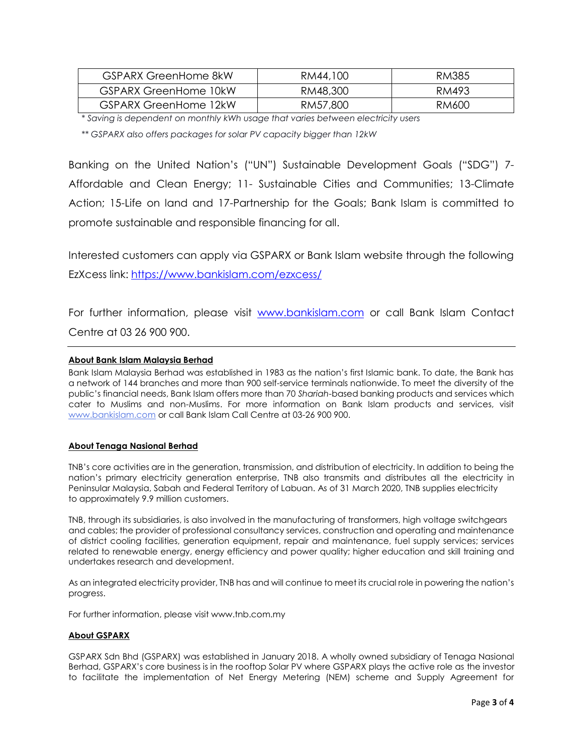| GSPARX GreenHome 8kW | RM44,100 | RM385 |
|---|---|---|
| GSPARX GreenHome 10kW | RM48,300 | RM493 |
| GSPARX GreenHome 12kW | RM57,800 | RM600 |

*\* Saving is dependent on monthly kWh usage that varies between electricity users*

*\*\* GSPARX also offers packages for solar PV capacity bigger than 12kW*

Banking on the United Nation's ("UN") Sustainable Development Goals ("SDG") 7-Affordable and Clean Energy; 11- Sustainable Cities and Communities; 13-Climate Action; 15-Life on land and 17-Partnership for the Goals; Bank Islam is committed to promote sustainable and responsible financing for all.

Interested customers can apply via GSPARX or Bank Islam website through the following EzXcess link: https://www.bankislam.com/ezxcess/

For further information, please visit www.bankislam.com or call Bank Islam Contact Centre at 03 26 900 900.

---

**About Bank Islam Malaysia Berhad**

Bank Islam Malaysia Berhad was established in 1983 as the nation's first Islamic bank. To date, the Bank has a network of 144 branches and more than 900 self-service terminals nationwide. To meet the diversity of the public's financial needs, Bank Islam offers more than 70 *Shariah*-based banking products and services which cater to Muslims and non-Muslims. For more information on Bank Islam products and services, visit www.bankislam.com or call Bank Islam Call Centre at 03-26 900 900.

**About Tenaga Nasional Berhad**

TNB's core activities are in the generation, transmission, and distribution of electricity. In addition to being the nation's primary electricity generation enterprise, TNB also transmits and distributes all the electricity in Peninsular Malaysia, Sabah and Federal Territory of Labuan. As of 31 March 2020, TNB supplies electricity to approximately 9.9 million customers.

TNB, through its subsidiaries, is also involved in the manufacturing of transformers, high voltage switchgears and cables; the provider of professional consultancy services, construction and operating and maintenance of district cooling facilities, generation equipment, repair and maintenance, fuel supply services; services related to renewable energy, energy efficiency and power quality; higher education and skill training and undertakes research and development.

As an integrated electricity provider, TNB has and will continue to meet its crucial role in powering the nation's progress.

For further information, please visit www.tnb.com.my

**About GSPARX**

GSPARX Sdn Bhd (GSPARX) was established in January 2018. A wholly owned subsidiary of Tenaga Nasional Berhad, GSPARX's core business is in the rooftop Solar PV where GSPARX plays the active role as the investor to facilitate the implementation of Net Energy Metering (NEM) scheme and Supply Agreement for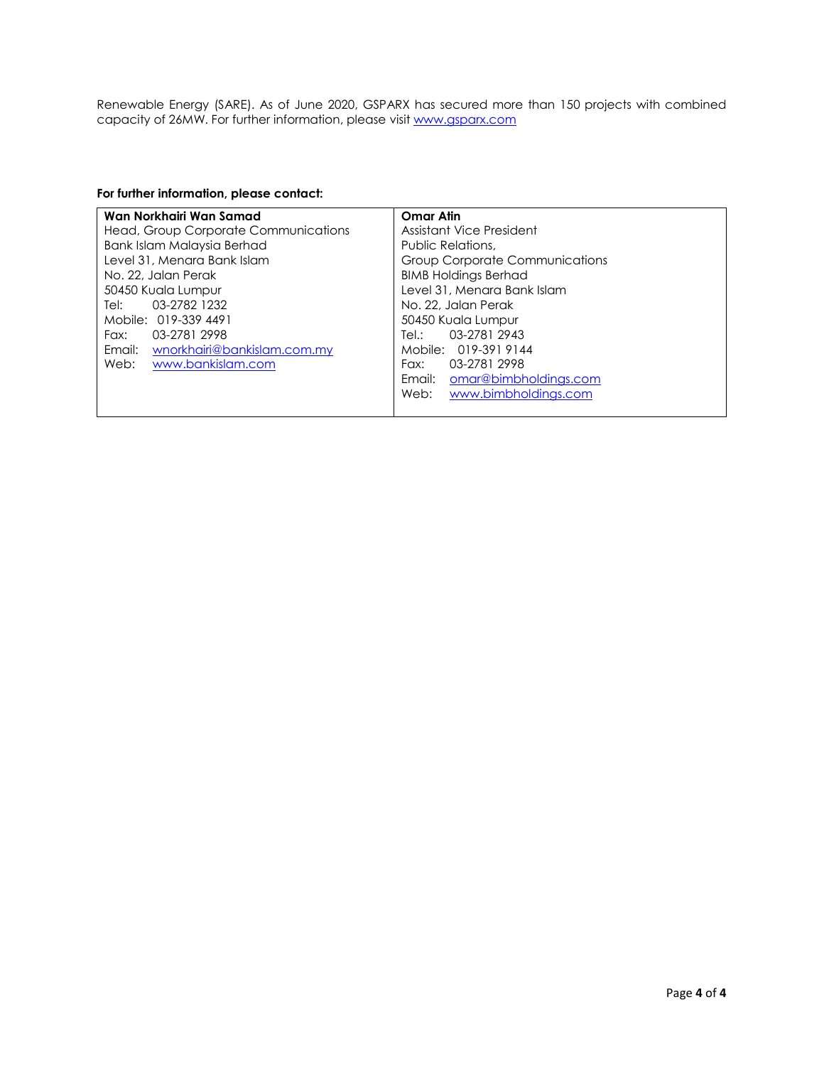Renewable Energy (SARE). As of June 2020, GSPARX has secured more than 150 projects with combined capacity of 26MW. For further information, please visit www.gsparx.com

**For further information, please contact:**

| | |
|---|---|
| **Wan Norkhairi Wan Samad**<br>Head, Group Corporate Communications<br>Bank Islam Malaysia Berhad<br>Level 31, Menara Bank Islam<br>No. 22, Jalan Perak<br>50450 Kuala Lumpur<br>Tel: 03-2782 1232<br>Mobile: 019-339 4491<br>Fax: 03-2781 2998<br>Email: wnorkhairi@bankislam.com.my<br>Web: www.bankislam.com | **Omar Atin**<br>Assistant Vice President<br>Public Relations,<br>Group Corporate Communications<br>BIMB Holdings Berhad<br>Level 31, Menara Bank Islam<br>No. 22, Jalan Perak<br>50450 Kuala Lumpur<br>Tel.: 03-2781 2943<br>Mobile: 019-391 9144<br>Fax: 03-2781 2998<br>Email: omar@bimbholdings.com<br>Web: www.bimbholdings.com |